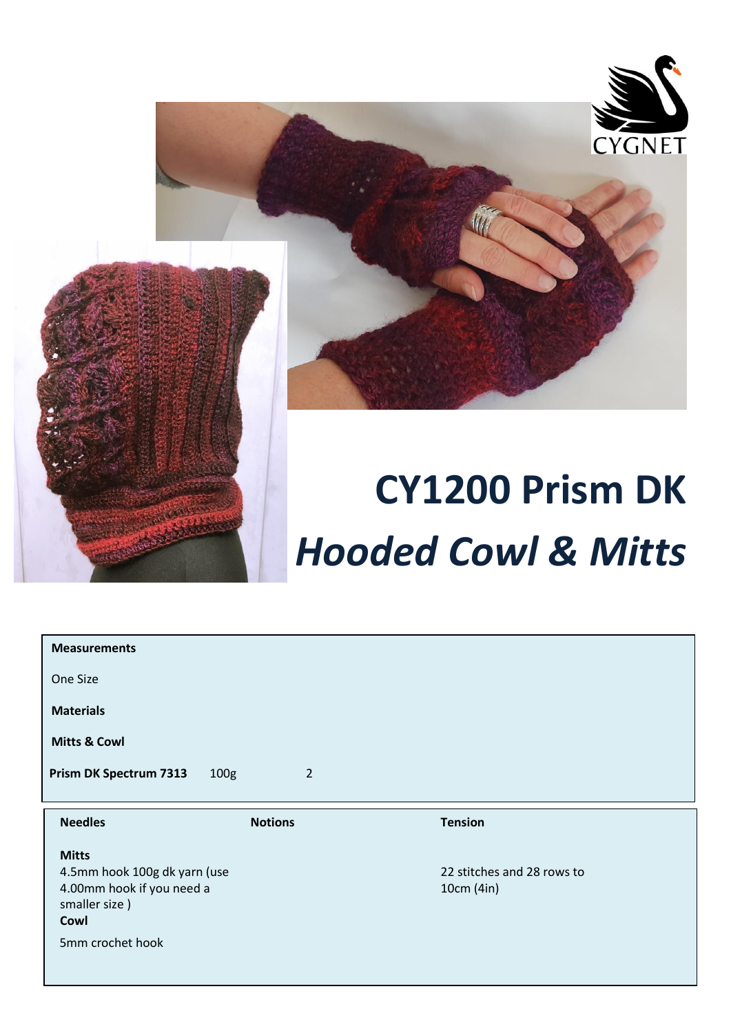# CY1200 Prism DK

## *Hooded Cowl & Mitts*

**Measurements**

One Size

**Materials**

**Mitts & Cowl**

| **Prism DK Spectrum 7313** | 100g | 2 |
|---|---|---|

| **Needles** | **Notions** | **Tension** |
|---|---|---|
| **Mitts**<br>4.5mm hook 100g dk yarn (use 4.00mm hook if you need a smaller size )<br>**Cowl**<br>5mm crochet hook | | 22 stitches and 28 rows to 10cm (4in) |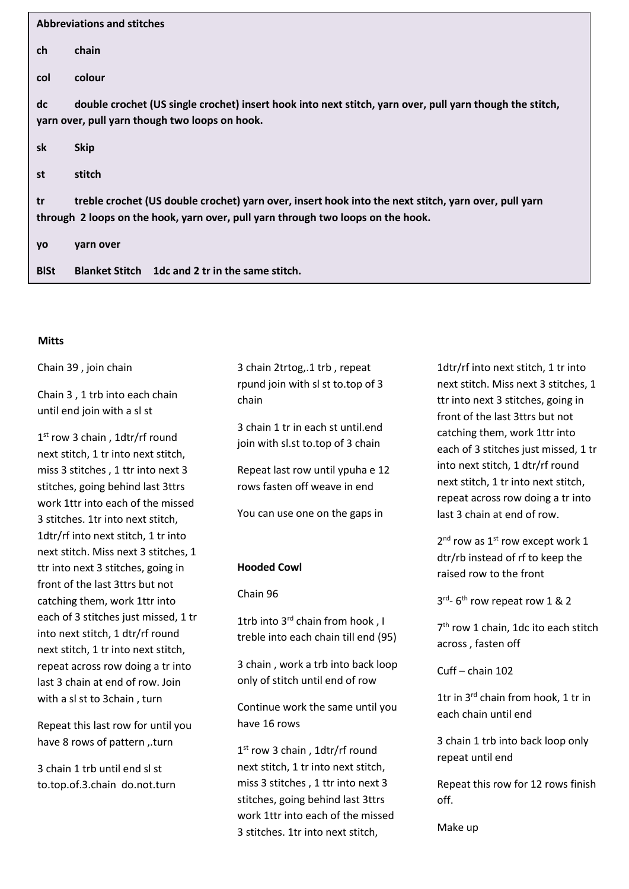**Abbreviations and stitches**

**ch** **chain**

**col** **colour**

**dc** **double crochet (US single crochet) insert hook into next stitch, yarn over, pull yarn though the stitch, yarn over, pull yarn though two loops on hook.**

**sk** **Skip**

**st** **stitch**

**tr** **treble crochet (US double crochet) yarn over, insert hook into the next stitch, yarn over, pull yarn through 2 loops on the hook, yarn over, pull yarn through two loops on the hook.**

**yo** **yarn over**

**BlSt** **Blanket Stitch 1dc and 2 tr in the same stitch.**

### Mitts

Chain 39 , join chain

Chain 3 , 1 trb into each chain until end join with a sl st

1st row 3 chain , 1dtr/rf round next stitch, 1 tr into next stitch, miss 3 stitches , 1 ttr into next 3 stitches, going behind last 3ttrs work 1ttr into each of the missed 3 stitches. 1tr into next stitch, 1dtr/rf into next stitch, 1 tr into next stitch. Miss next 3 stitches, 1 ttr into next 3 stitches, going in front of the last 3ttrs but not catching them, work 1ttr into each of 3 stitches just missed, 1 tr into next stitch, 1 dtr/rf round next stitch, 1 tr into next stitch, repeat across row doing a tr into last 3 chain at end of row. Join with a sl st to 3chain , turn

Repeat this last row for until you have 8 rows of pattern ,.turn

3 chain 1 trb until end sl st to.top.of.3.chain do.not.turn

3 chain 2trtog,.1 trb , repeat rpund join with sl st to.top of 3 chain

3 chain 1 tr in each st until.end join with sl.st to.top of 3 chain

Repeat last row until ypuha e 12 rows fasten off weave in end

You can use one on the gaps in

### Hooded Cowl

Chain 96

1trb into 3rd chain from hook , I treble into each chain till end (95)

3 chain , work a trb into back loop only of stitch until end of row

Continue work the same until you have 16 rows

1st row 3 chain , 1dtr/rf round next stitch, 1 tr into next stitch, miss 3 stitches , 1 ttr into next 3 stitches, going behind last 3ttrs work 1ttr into each of the missed 3 stitches. 1tr into next stitch, 1dtr/rf into next stitch, 1 tr into next stitch. Miss next 3 stitches, 1 ttr into next 3 stitches, going in front of the last 3ttrs but not catching them, work 1ttr into each of 3 stitches just missed, 1 tr into next stitch, 1 dtr/rf round next stitch, 1 tr into next stitch, repeat across row doing a tr into last 3 chain at end of row.

2nd row as 1st row except work 1 dtr/rb instead of rf to keep the raised row to the front

3rd- 6th row repeat row 1 & 2

7th row 1 chain, 1dc ito each stitch across , fasten off

Cuff – chain 102

1tr in 3rd chain from hook, 1 tr in each chain until end

3 chain 1 trb into back loop only repeat until end

Repeat this row for 12 rows finish off.

Make up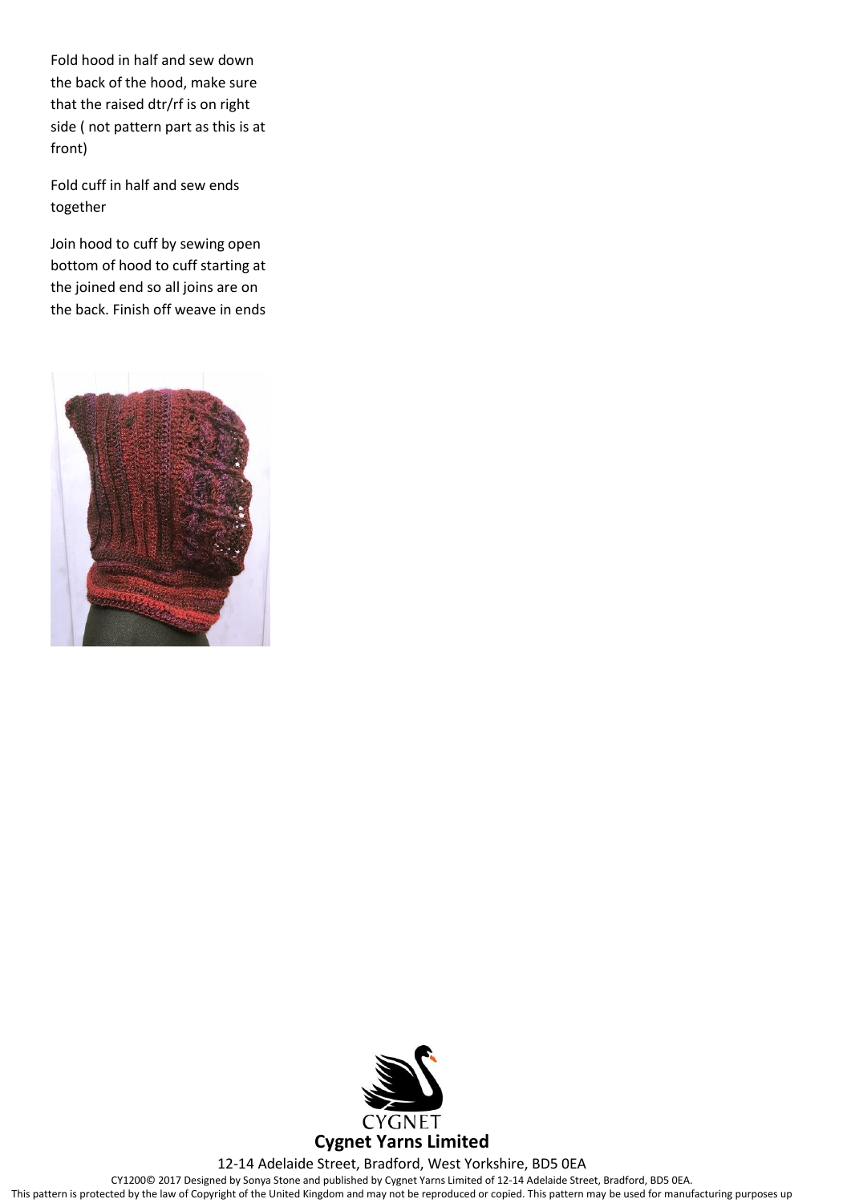Fold hood in half and sew down the back of the hood, make sure that the raised dtr/rf is on right side ( not pattern part as this is at front)

Fold cuff in half and sew ends together

Join hood to cuff by sewing open bottom of hood to cuff starting at the joined end so all joins are on the back. Finish off weave in ends

CYGNET

**Cygnet Yarns Limited**

12-14 Adelaide Street, Bradford, West Yorkshire, BD5 0EA

CY1200© 2017 Designed by Sonya Stone and published by Cygnet Yarns Limited of 12-14 Adelaide Street, Bradford, BD5 0EA.
This pattern is protected by the law of Copyright of the United Kingdom and may not be reproduced or copied. This pattern may be used for manufacturing purposes up